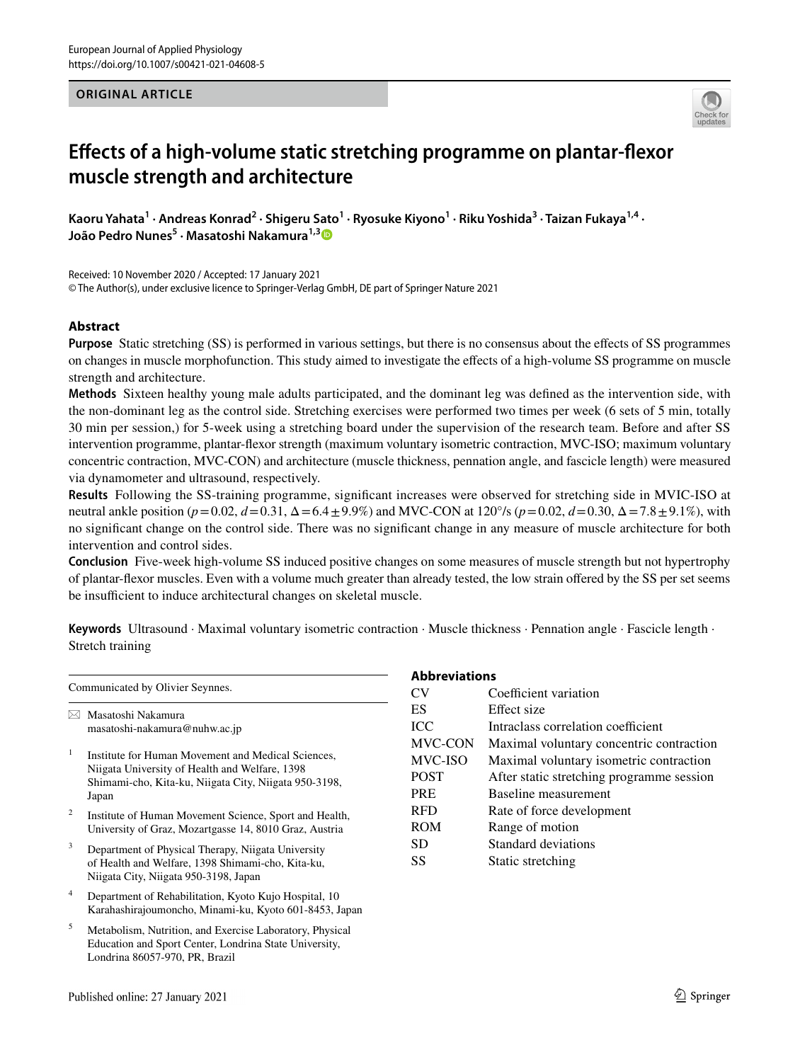European Journal of Applied Physiology
https://doi.org/10.1007/s00421-021-04608-5

**ORIGINAL ARTICLE**

# Effects of a high-volume static stretching programme on plantar-flexor muscle strength and architecture

**Kaoru Yahata[1] · Andreas Konrad[2] · Shigeru Sato[1] · Ryosuke Kiyono[1] · Riku Yoshida[3] · Taizan Fukaya[1,4] · João Pedro Nunes[5] · Masatoshi Nakamura[1,3]**

Received: 10 November 2020 / Accepted: 17 January 2021
© The Author(s), under exclusive licence to Springer-Verlag GmbH, DE part of Springer Nature 2021

## Abstract

**Purpose** Static stretching (SS) is performed in various settings, but there is no consensus about the effects of SS programmes on changes in muscle morphofunction. This study aimed to investigate the effects of a high-volume SS programme on muscle strength and architecture.

**Methods** Sixteen healthy young male adults participated, and the dominant leg was defined as the intervention side, with the non-dominant leg as the control side. Stretching exercises were performed two times per week (6 sets of 5 min, totally 30 min per session,) for 5-week using a stretching board under the supervision of the research team. Before and after SS intervention programme, plantar-flexor strength (maximum voluntary isometric contraction, MVC-ISO; maximum voluntary concentric contraction, MVC-CON) and architecture (muscle thickness, pennation angle, and fascicle length) were measured via dynamometer and ultrasound, respectively.

**Results** Following the SS-training programme, significant increases were observed for stretching side in MVIC-ISO at neutral ankle position ($p=0.02$, $d=0.31$, $\Delta=6.4\pm9.9\%$) and MVC-CON at 120°/s ($p=0.02$, $d=0.30$, $\Delta=7.8\pm9.1\%$), with no significant change on the control side. There was no significant change in any measure of muscle architecture for both intervention and control sides.

**Conclusion** Five-week high-volume SS induced positive changes on some measures of muscle strength but not hypertrophy of plantar-flexor muscles. Even with a volume much greater than already tested, the low strain offered by the SS per set seems be insufficient to induce architectural changes on skeletal muscle.

**Keywords** Ultrasound · Maximal voluntary isometric contraction · Muscle thickness · Pennation angle · Fascicle length · Stretch training

Communicated by Olivier Seynnes.

✉ Masatoshi Nakamura
masatoshi-nakamura@nuhw.ac.jp

1. Institute for Human Movement and Medical Sciences, Niigata University of Health and Welfare, 1398 Shimami-cho, Kita-ku, Niigata City, Niigata 950-3198, Japan
2. Institute of Human Movement Science, Sport and Health, University of Graz, Mozartgasse 14, 8010 Graz, Austria
3. Department of Physical Therapy, Niigata University of Health and Welfare, 1398 Shimami-cho, Kita-ku, Niigata City, Niigata 950-3198, Japan
4. Department of Rehabilitation, Kyoto Kujo Hospital, 10 Karahashirajoumoncho, Minami-ku, Kyoto 601-8453, Japan
5. Metabolism, Nutrition, and Exercise Laboratory, Physical Education and Sport Center, Londrina State University, Londrina 86057-970, PR, Brazil

### Abbreviations

| | |
|---|---|
| CV | Coefficient variation |
| ES | Effect size |
| ICC | Intraclass correlation coefficient |
| MVC-CON | Maximal voluntary concentric contraction |
| MVC-ISO | Maximal voluntary isometric contraction |
| POST | After static stretching programme session |
| PRE | Baseline measurement |
| RFD | Rate of force development |
| ROM | Range of motion |
| SD | Standard deviations |
| SS | Static stretching |

Published online: 27 January 2021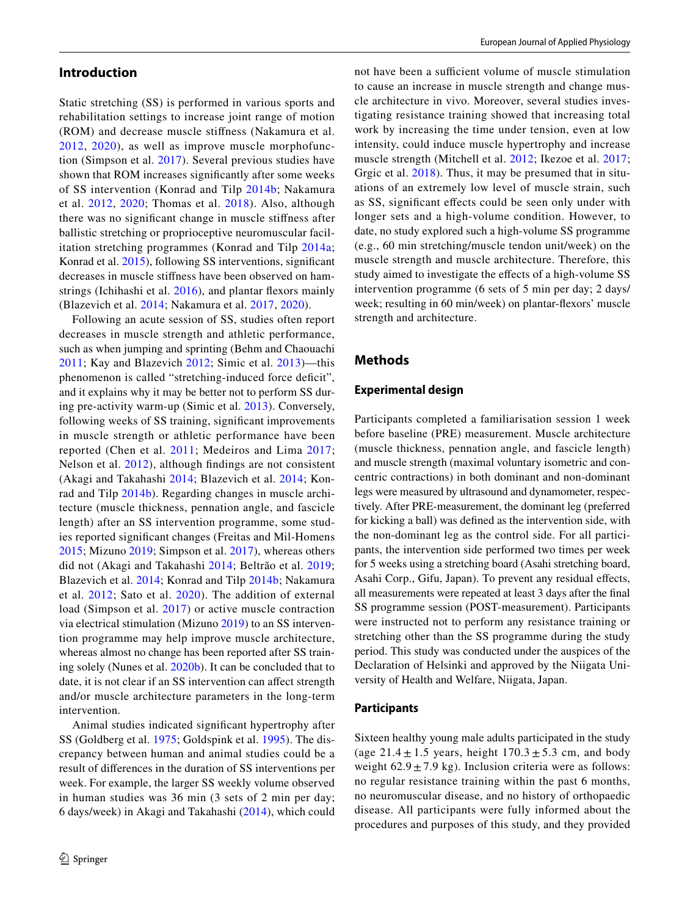## Introduction

Static stretching (SS) is performed in various sports and rehabilitation settings to increase joint range of motion (ROM) and decrease muscle stiffness (Nakamura et al. 2012, 2020), as well as improve muscle morphofunction (Simpson et al. 2017). Several previous studies have shown that ROM increases significantly after some weeks of SS intervention (Konrad and Tilp 2014b; Nakamura et al. 2012, 2020; Thomas et al. 2018). Also, although there was no significant change in muscle stiffness after ballistic stretching or proprioceptive neuromuscular facilitation stretching programmes (Konrad and Tilp 2014a; Konrad et al. 2015), following SS interventions, significant decreases in muscle stiffness have been observed on hamstrings (Ichihashi et al. 2016), and plantar flexors mainly (Blazevich et al. 2014; Nakamura et al. 2017, 2020).

Following an acute session of SS, studies often report decreases in muscle strength and athletic performance, such as when jumping and sprinting (Behm and Chaouachi 2011; Kay and Blazevich 2012; Simic et al. 2013)—this phenomenon is called "stretching-induced force deficit", and it explains why it may be better not to perform SS during pre-activity warm-up (Simic et al. 2013). Conversely, following weeks of SS training, significant improvements in muscle strength or athletic performance have been reported (Chen et al. 2011; Medeiros and Lima 2017; Nelson et al. 2012), although findings are not consistent (Akagi and Takahashi 2014; Blazevich et al. 2014; Konrad and Tilp 2014b). Regarding changes in muscle architecture (muscle thickness, pennation angle, and fascicle length) after an SS intervention programme, some studies reported significant changes (Freitas and Mil-Homens 2015; Mizuno 2019; Simpson et al. 2017), whereas others did not (Akagi and Takahashi 2014; Beltrão et al. 2019; Blazevich et al. 2014; Konrad and Tilp 2014b; Nakamura et al. 2012; Sato et al. 2020). The addition of external load (Simpson et al. 2017) or active muscle contraction via electrical stimulation (Mizuno 2019) to an SS intervention programme may help improve muscle architecture, whereas almost no change has been reported after SS training solely (Nunes et al. 2020b). It can be concluded that to date, it is not clear if an SS intervention can affect strength and/or muscle architecture parameters in the long-term intervention.

Animal studies indicated significant hypertrophy after SS (Goldberg et al. 1975; Goldspink et al. 1995). The discrepancy between human and animal studies could be a result of differences in the duration of SS interventions per week. For example, the larger SS weekly volume observed in human studies was 36 min (3 sets of 2 min per day; 6 days/week) in Akagi and Takahashi (2014), which could not have been a sufficient volume of muscle stimulation to cause an increase in muscle strength and change muscle architecture in vivo. Moreover, several studies investigating resistance training showed that increasing total work by increasing the time under tension, even at low intensity, could induce muscle hypertrophy and increase muscle strength (Mitchell et al. 2012; Ikezoe et al. 2017; Grgic et al. 2018). Thus, it may be presumed that in situations of an extremely low level of muscle strain, such as SS, significant effects could be seen only under with longer sets and a high-volume condition. However, to date, no study explored such a high-volume SS programme (e.g., 60 min stretching/muscle tendon unit/week) on the muscle strength and muscle architecture. Therefore, this study aimed to investigate the effects of a high-volume SS intervention programme (6 sets of 5 min per day; 2 days/week; resulting in 60 min/week) on plantar-flexors' muscle strength and architecture.

## Methods

### Experimental design

Participants completed a familiarisation session 1 week before baseline (PRE) measurement. Muscle architecture (muscle thickness, pennation angle, and fascicle length) and muscle strength (maximal voluntary isometric and concentric contractions) in both dominant and non-dominant legs were measured by ultrasound and dynamometer, respectively. After PRE-measurement, the dominant leg (preferred for kicking a ball) was defined as the intervention side, with the non-dominant leg as the control side. For all participants, the intervention side performed two times per week for 5 weeks using a stretching board (Asahi stretching board, Asahi Corp., Gifu, Japan). To prevent any residual effects, all measurements were repeated at least 3 days after the final SS programme session (POST-measurement). Participants were instructed not to perform any resistance training or stretching other than the SS programme during the study period. This study was conducted under the auspices of the Declaration of Helsinki and approved by the Niigata University of Health and Welfare, Niigata, Japan.

### Participants

Sixteen healthy young male adults participated in the study (age 21.4 ± 1.5 years, height 170.3 ± 5.3 cm, and body weight 62.9 ± 7.9 kg). Inclusion criteria were as follows: no regular resistance training within the past 6 months, no neuromuscular disease, and no history of orthopaedic disease. All participants were fully informed about the procedures and purposes of this study, and they provided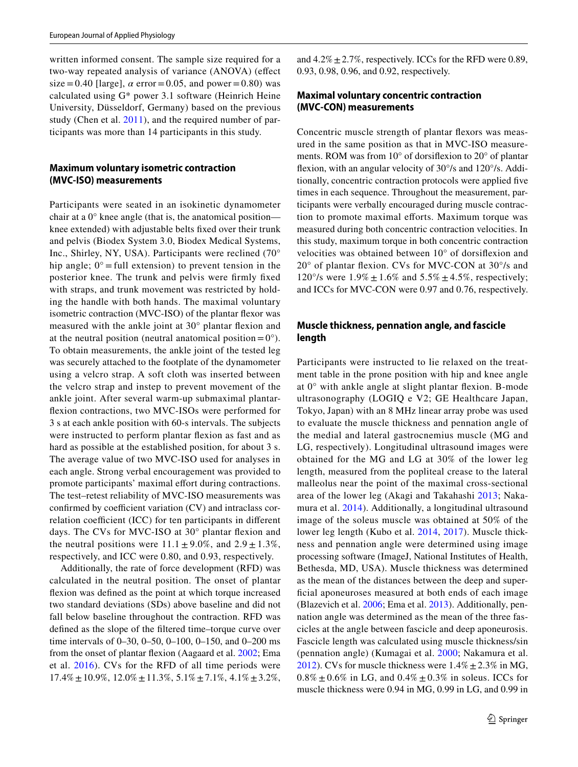written informed consent. The sample size required for a two-way repeated analysis of variance (ANOVA) (effect size = 0.40 [large], $\alpha$ error = 0.05, and power = 0.80) was calculated using G* power 3.1 software (Heinrich Heine University, Düsseldorf, Germany) based on the previous study (Chen et al. 2011), and the required number of participants was more than 14 participants in this study.

### Maximum voluntary isometric contraction (MVC-ISO) measurements

Participants were seated in an isokinetic dynamometer chair at a 0° knee angle (that is, the anatomical position—knee extended) with adjustable belts fixed over their trunk and pelvis (Biodex System 3.0, Biodex Medical Systems, Inc., Shirley, NY, USA). Participants were reclined (70° hip angle; 0° = full extension) to prevent tension in the posterior knee. The trunk and pelvis were firmly fixed with straps, and trunk movement was restricted by holding the handle with both hands. The maximal voluntary isometric contraction (MVC-ISO) of the plantar flexor was measured with the ankle joint at 30° plantar flexion and at the neutral position (neutral anatomical position = 0°). To obtain measurements, the ankle joint of the tested leg was securely attached to the footplate of the dynamometer using a velcro strap. A soft cloth was inserted between the velcro strap and instep to prevent movement of the ankle joint. After several warm-up submaximal plantar-flexion contractions, two MVC-ISOs were performed for 3 s at each ankle position with 60-s intervals. The subjects were instructed to perform plantar flexion as fast and as hard as possible at the established position, for about 3 s. The average value of two MVC-ISO used for analyses in each angle. Strong verbal encouragement was provided to promote participants' maximal effort during contractions. The test–retest reliability of MVC-ISO measurements was confirmed by coefficient variation (CV) and intraclass correlation coefficient (ICC) for ten participants in different days. The CVs for MVC-ISO at 30° plantar flexion and the neutral positions were 11.1 ± 9.0%, and 2.9 ± 1.3%, respectively, and ICC were 0.80, and 0.93, respectively.

Additionally, the rate of force development (RFD) was calculated in the neutral position. The onset of plantar flexion was defined as the point at which torque increased two standard deviations (SDs) above baseline and did not fall below baseline throughout the contraction. RFD was defined as the slope of the filtered time–torque curve over time intervals of 0–30, 0–50, 0–100, 0–150, and 0–200 ms from the onset of plantar flexion (Aagaard et al. 2002; Ema et al. 2016). CVs for the RFD of all time periods were 17.4% ± 10.9%, 12.0% ± 11.3%, 5.1% ± 7.1%, 4.1% ± 3.2%, and 4.2% ± 2.7%, respectively. ICCs for the RFD were 0.89, 0.93, 0.98, 0.96, and 0.92, respectively.

### Maximal voluntary concentric contraction (MVC-CON) measurements

Concentric muscle strength of plantar flexors was measured in the same position as that in MVC-ISO measurements. ROM was from 10° of dorsiflexion to 20° of plantar flexion, with an angular velocity of 30°/s and 120°/s. Additionally, concentric contraction protocols were applied five times in each sequence. Throughout the measurement, participants were verbally encouraged during muscle contraction to promote maximal efforts. Maximum torque was measured during both concentric contraction velocities. In this study, maximum torque in both concentric contraction velocities was obtained between 10° of dorsiflexion and 20° of plantar flexion. CVs for MVC-CON at 30°/s and 120°/s were 1.9% ± 1.6% and 5.5% ± 4.5%, respectively; and ICCs for MVC-CON were 0.97 and 0.76, respectively.

### Muscle thickness, pennation angle, and fascicle length

Participants were instructed to lie relaxed on the treatment table in the prone position with hip and knee angle at 0° with ankle angle at slight plantar flexion. B-mode ultrasonography (LOGIQ e V2; GE Healthcare Japan, Tokyo, Japan) with an 8 MHz linear array probe was used to evaluate the muscle thickness and pennation angle of the medial and lateral gastrocnemius muscle (MG and LG, respectively). Longitudinal ultrasound images were obtained for the MG and LG at 30% of the lower leg length, measured from the popliteal crease to the lateral malleolus near the point of the maximal cross-sectional area of the lower leg (Akagi and Takahashi 2013; Nakamura et al. 2014). Additionally, a longitudinal ultrasound image of the soleus muscle was obtained at 50% of the lower leg length (Kubo et al. 2014, 2017). Muscle thickness and pennation angle were determined using image processing software (ImageJ, National Institutes of Health, Bethesda, MD, USA). Muscle thickness was determined as the mean of the distances between the deep and superficial aponeuroses measured at both ends of each image (Blazevich et al. 2006; Ema et al. 2013). Additionally, pennation angle was determined as the mean of the three fascicles at the angle between fascicle and deep aponeurosis. Fascicle length was calculated using muscle thickness/sin (pennation angle) (Kumagai et al. 2000; Nakamura et al. 2012). CVs for muscle thickness were 1.4% ± 2.3% in MG, 0.8% ± 0.6% in LG, and 0.4% ± 0.3% in soleus. ICCs for muscle thickness were 0.94 in MG, 0.99 in LG, and 0.99 in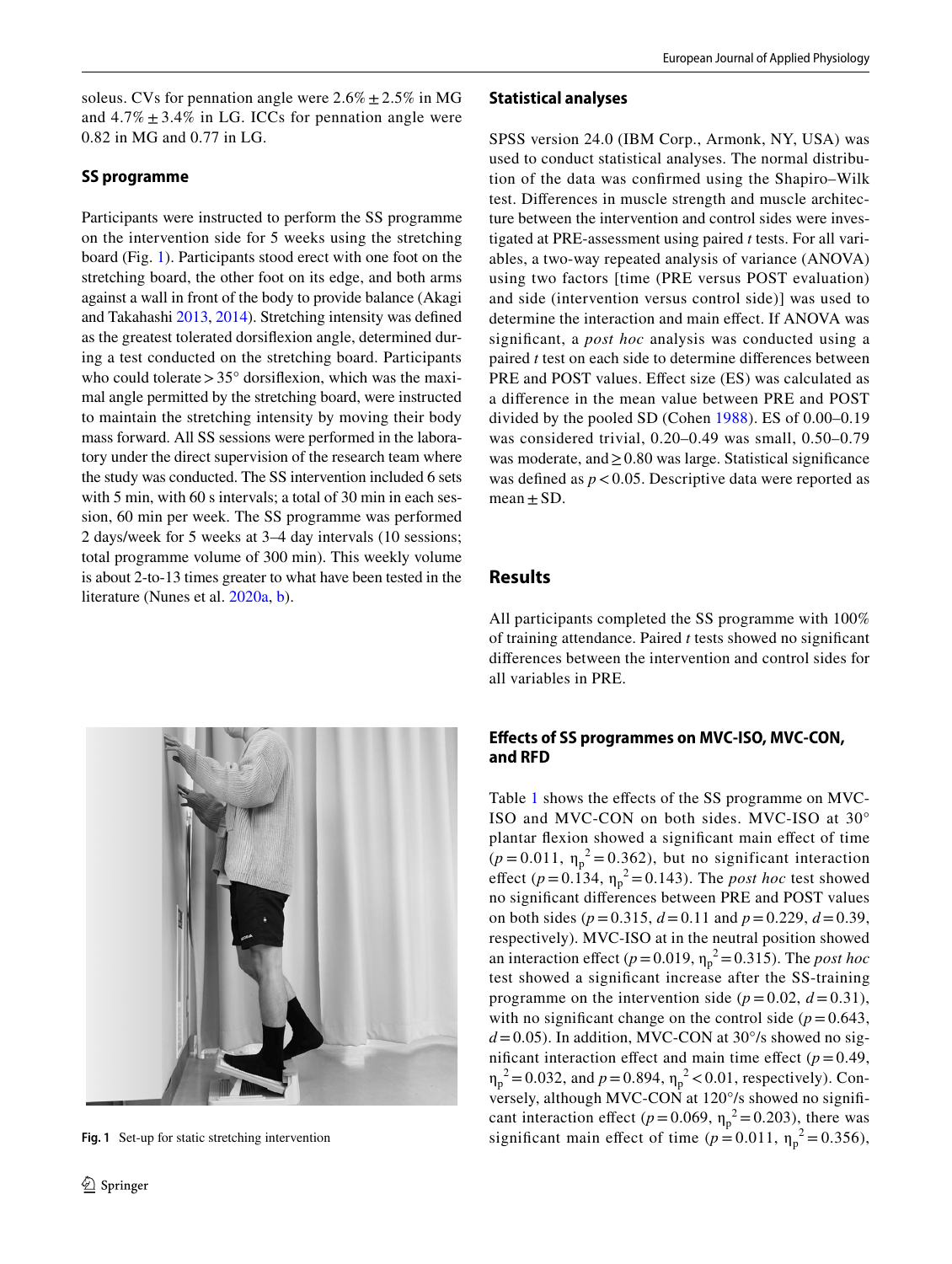soleus. CVs for pennation angle were 2.6% ± 2.5% in MG and 4.7% ± 3.4% in LG. ICCs for pennation angle were 0.82 in MG and 0.77 in LG.

### SS programme

Participants were instructed to perform the SS programme on the intervention side for 5 weeks using the stretching board (Fig. 1). Participants stood erect with one foot on the stretching board, the other foot on its edge, and both arms against a wall in front of the body to provide balance (Akagi and Takahashi 2013, 2014). Stretching intensity was defined as the greatest tolerated dorsiflexion angle, determined during a test conducted on the stretching board. Participants who could tolerate > 35° dorsiflexion, which was the maximal angle permitted by the stretching board, were instructed to maintain the stretching intensity by moving their body mass forward. All SS sessions were performed in the laboratory under the direct supervision of the research team where the study was conducted. The SS intervention included 6 sets with 5 min, with 60 s intervals; a total of 30 min in each session, 60 min per week. The SS programme was performed 2 days/week for 5 weeks at 3–4 day intervals (10 sessions; total programme volume of 300 min). This weekly volume is about 2-to-13 times greater to what have been tested in the literature (Nunes et al. 2020a, b).

**Fig. 1** Set-up for static stretching intervention

### Statistical analyses

SPSS version 24.0 (IBM Corp., Armonk, NY, USA) was used to conduct statistical analyses. The normal distribution of the data was confirmed using the Shapiro–Wilk test. Differences in muscle strength and muscle architecture between the intervention and control sides were investigated at PRE-assessment using paired *t* tests. For all variables, a two-way repeated analysis of variance (ANOVA) using two factors [time (PRE versus POST evaluation) and side (intervention versus control side)] was used to determine the interaction and main effect. If ANOVA was significant, a *post hoc* analysis was conducted using a paired *t* test on each side to determine differences between PRE and POST values. Effect size (ES) was calculated as a difference in the mean value between PRE and POST divided by the pooled SD (Cohen 1988). ES of 0.00–0.19 was considered trivial, 0.20–0.49 was small, 0.50–0.79 was moderate, and ≥ 0.80 was large. Statistical significance was defined as $p < 0.05$. Descriptive data were reported as mean ± SD.

## Results

All participants completed the SS programme with 100% of training attendance. Paired *t* tests showed no significant differences between the intervention and control sides for all variables in PRE.

### Effects of SS programmes on MVC-ISO, MVC-CON, and RFD

Table 1 shows the effects of the SS programme on MVC-ISO and MVC-CON on both sides. MVC-ISO at 30° plantar flexion showed a significant main effect of time ($p = 0.011$, $\eta_p^2 = 0.362$), but no significant interaction effect ($p = 0.134$, $\eta_p^2 = 0.143$). The *post hoc* test showed no significant differences between PRE and POST values on both sides ($p = 0.315$, $d = 0.11$ and $p = 0.229$, $d = 0.39$, respectively). MVC-ISO at in the neutral position showed an interaction effect ($p = 0.019$, $\eta_p^2 = 0.315$). The *post hoc* test showed a significant increase after the SS-training programme on the intervention side ($p = 0.02$, $d = 0.31$), with no significant change on the control side ($p = 0.643$, $d = 0.05$). In addition, MVC-CON at 30°/s showed no significant interaction effect and main time effect ($p = 0.49$, $\eta_p^2 = 0.032$, and $p = 0.894$, $\eta_p^2 < 0.01$, respectively). Conversely, although MVC-CON at 120°/s showed no significant interaction effect ($p = 0.069$, $\eta_p^2 = 0.203$), there was significant main effect of time ($p = 0.011$, $\eta_p^2 = 0.356$),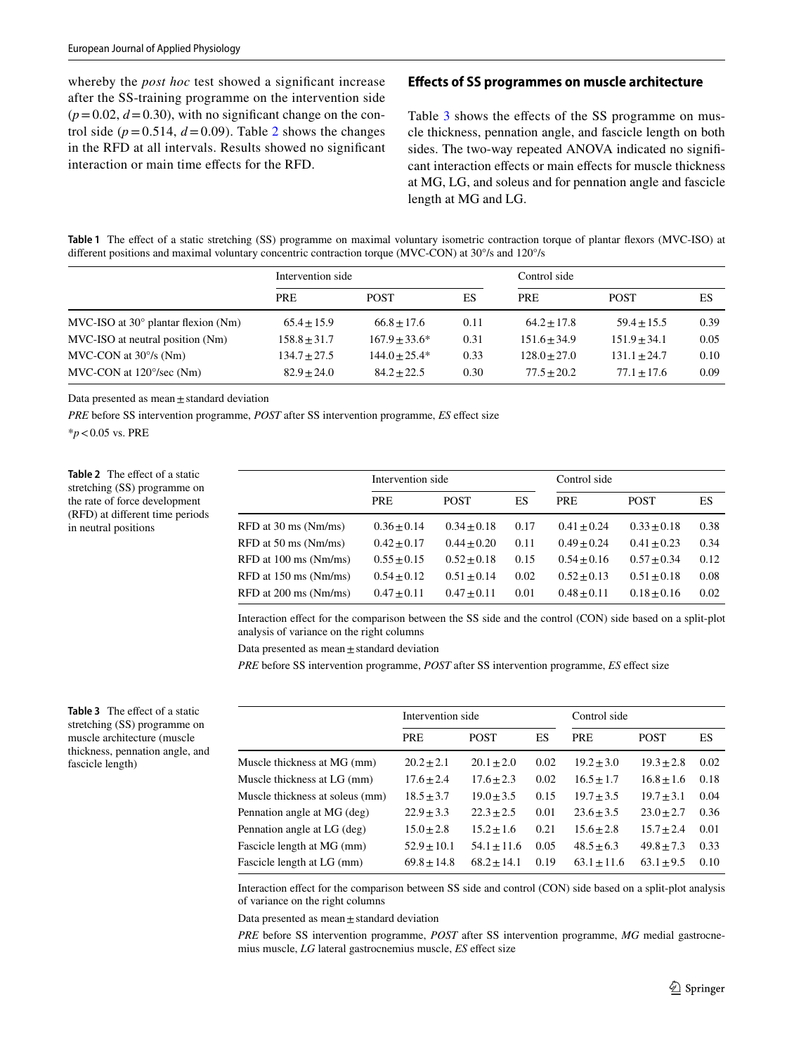whereby the *post hoc* test showed a significant increase after the SS-training programme on the intervention side ($p = 0.02$, $d = 0.30$), with no significant change on the control side ($p = 0.514$, $d = 0.09$). Table 2 shows the changes in the RFD at all intervals. Results showed no significant interaction or main time effects for the RFD.

## Effects of SS programmes on muscle architecture

Table 3 shows the effects of the SS programme on muscle thickness, pennation angle, and fascicle length on both sides. The two-way repeated ANOVA indicated no significant interaction effects or main effects for muscle thickness at MG, LG, and soleus and for pennation angle and fascicle length at MG and LG.

**Table 1** The effect of a static stretching (SS) programme on maximal voluntary isometric contraction torque of plantar flexors (MVC-ISO) at different positions and maximal voluntary concentric contraction torque (MVC-CON) at 30°/s and 120°/s

| | Intervention side | | | Control side | | |
|---|---|---|---|---|---|---|
| | PRE | POST | ES | PRE | POST | ES |
| MVC-ISO at 30° plantar flexion (Nm) | 65.4 ± 15.9 | 66.8 ± 17.6 | 0.11 | 64.2 ± 17.8 | 59.4 ± 15.5 | 0.39 |
| MVC-ISO at neutral position (Nm) | 158.8 ± 31.7 | 167.9 ± 33.6* | 0.31 | 151.6 ± 34.9 | 151.9 ± 34.1 | 0.05 |
| MVC-CON at 30°/s (Nm) | 134.7 ± 27.5 | 144.0 ± 25.4* | 0.33 | 128.0 ± 27.0 | 131.1 ± 24.7 | 0.10 |
| MVC-CON at 120°/sec (Nm) | 82.9 ± 24.0 | 84.2 ± 22.5 | 0.30 | 77.5 ± 20.2 | 77.1 ± 17.6 | 0.09 |

Data presented as mean ± standard deviation

*PRE* before SS intervention programme, *POST* after SS intervention programme, *ES* effect size

*$p < 0.05$ vs. PRE

**Table 2** The effect of a static stretching (SS) programme on the rate of force development (RFD) at different time periods in neutral positions

| | Intervention side | | | Control side | | |
|---|---|---|---|---|---|---|
| | PRE | POST | ES | PRE | POST | ES |
| RFD at 30 ms (Nm/ms) | 0.36 ± 0.14 | 0.34 ± 0.18 | 0.17 | 0.41 ± 0.24 | 0.33 ± 0.18 | 0.38 |
| RFD at 50 ms (Nm/ms) | 0.42 ± 0.17 | 0.44 ± 0.20 | 0.11 | 0.49 ± 0.24 | 0.41 ± 0.23 | 0.34 |
| RFD at 100 ms (Nm/ms) | 0.55 ± 0.15 | 0.52 ± 0.18 | 0.15 | 0.54 ± 0.16 | 0.57 ± 0.34 | 0.12 |
| RFD at 150 ms (Nm/ms) | 0.54 ± 0.12 | 0.51 ± 0.14 | 0.02 | 0.52 ± 0.13 | 0.51 ± 0.18 | 0.08 |
| RFD at 200 ms (Nm/ms) | 0.47 ± 0.11 | 0.47 ± 0.11 | 0.01 | 0.48 ± 0.11 | 0.18 ± 0.16 | 0.02 |

Interaction effect for the comparison between the SS side and the control (CON) side based on a split-plot analysis of variance on the right columns

Data presented as mean ± standard deviation

*PRE* before SS intervention programme, *POST* after SS intervention programme, *ES* effect size

**Table 3** The effect of a static stretching (SS) programme on muscle architecture (muscle thickness, pennation angle, and fascicle length)

| | Intervention side | | | Control side | | |
|---|---|---|---|---|---|---|
| | PRE | POST | ES | PRE | POST | ES |
| Muscle thickness at MG (mm) | 20.2 ± 2.1 | 20.1 ± 2.0 | 0.02 | 19.2 ± 3.0 | 19.3 ± 2.8 | 0.02 |
| Muscle thickness at LG (mm) | 17.6 ± 2.4 | 17.6 ± 2.3 | 0.02 | 16.5 ± 1.7 | 16.8 ± 1.6 | 0.18 |
| Muscle thickness at soleus (mm) | 18.5 ± 3.7 | 19.0 ± 3.5 | 0.15 | 19.7 ± 3.5 | 19.7 ± 3.1 | 0.04 |
| Pennation angle at MG (deg) | 22.9 ± 3.3 | 22.3 ± 2.5 | 0.01 | 23.6 ± 3.5 | 23.0 ± 2.7 | 0.36 |
| Pennation angle at LG (deg) | 15.0 ± 2.8 | 15.2 ± 1.6 | 0.21 | 15.6 ± 2.8 | 15.7 ± 2.4 | 0.01 |
| Fascicle length at MG (mm) | 52.9 ± 10.1 | 54.1 ± 11.6 | 0.05 | 48.5 ± 6.3 | 49.8 ± 7.3 | 0.33 |
| Fascicle length at LG (mm) | 69.8 ± 14.8 | 68.2 ± 14.1 | 0.19 | 63.1 ± 11.6 | 63.1 ± 9.5 | 0.10 |

Interaction effect for the comparison between SS side and control (CON) side based on a split-plot analysis of variance on the right columns

Data presented as mean ± standard deviation

*PRE* before SS intervention programme, *POST* after SS intervention programme, *MG* medial gastrocnemius muscle, *LG* lateral gastrocnemius muscle, *ES* effect size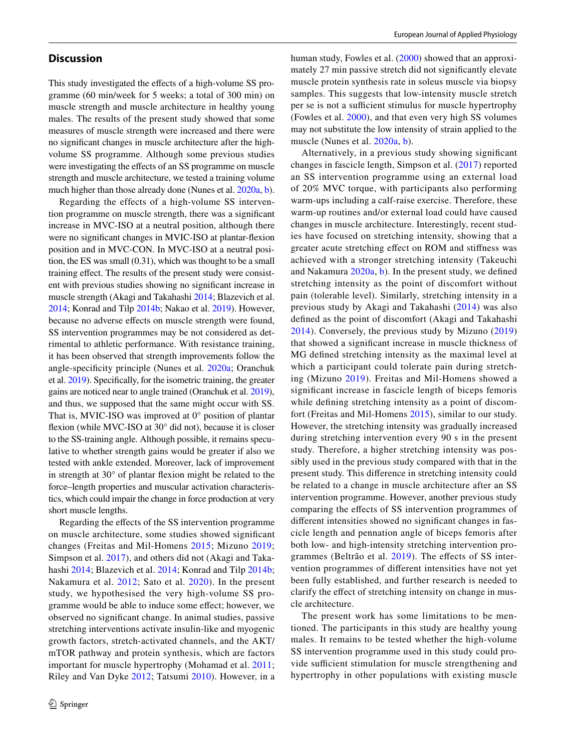## Discussion

This study investigated the effects of a high-volume SS programme (60 min/week for 5 weeks; a total of 300 min) on muscle strength and muscle architecture in healthy young males. The results of the present study showed that some measures of muscle strength were increased and there were no significant changes in muscle architecture after the high-volume SS programme. Although some previous studies were investigating the effects of an SS programme on muscle strength and muscle architecture, we tested a training volume much higher than those already done (Nunes et al. 2020a, b).

Regarding the effects of a high-volume SS intervention programme on muscle strength, there was a significant increase in MVC-ISO at a neutral position, although there were no significant changes in MVIC-ISO at plantar-flexion position and in MVC-CON. In MVC-ISO at a neutral position, the ES was small (0.31), which was thought to be a small training effect. The results of the present study were consistent with previous studies showing no significant increase in muscle strength (Akagi and Takahashi 2014; Blazevich et al. 2014; Konrad and Tilp 2014b; Nakao et al. 2019). However, because no adverse effects on muscle strength were found, SS intervention programmes may be not considered as detrimental to athletic performance. With resistance training, it has been observed that strength improvements follow the angle-specificity principle (Nunes et al. 2020a; Oranchuk et al. 2019). Specifically, for the isometric training, the greater gains are noticed near to angle trained (Oranchuk et al. 2019), and thus, we supposed that the same might occur with SS. That is, MVIC-ISO was improved at 0° position of plantar flexion (while MVC-ISO at 30° did not), because it is closer to the SS-training angle. Although possible, it remains speculative to whether strength gains would be greater if also we tested with ankle extended. Moreover, lack of improvement in strength at 30° of plantar flexion might be related to the force–length properties and muscular activation characteristics, which could impair the change in force production at very short muscle lengths.

Regarding the effects of the SS intervention programme on muscle architecture, some studies showed significant changes (Freitas and Mil-Homens 2015; Mizuno 2019; Simpson et al. 2017), and others did not (Akagi and Takahashi 2014; Blazevich et al. 2014; Konrad and Tilp 2014b; Nakamura et al. 2012; Sato et al. 2020). In the present study, we hypothesised the very high-volume SS programme would be able to induce some effect; however, we observed no significant change. In animal studies, passive stretching interventions activate insulin-like and myogenic growth factors, stretch-activated channels, and the AKT/mTOR pathway and protein synthesis, which are factors important for muscle hypertrophy (Mohamad et al. 2011; Riley and Van Dyke 2012; Tatsumi 2010). However, in a human study, Fowles et al. (2000) showed that an approximately 27 min passive stretch did not significantly elevate muscle protein synthesis rate in soleus muscle via biopsy samples. This suggests that low-intensity muscle stretch per se is not a sufficient stimulus for muscle hypertrophy (Fowles et al. 2000), and that even very high SS volumes may not substitute the low intensity of strain applied to the muscle (Nunes et al. 2020a, b).

Alternatively, in a previous study showing significant changes in fascicle length, Simpson et al. (2017) reported an SS intervention programme using an external load of 20% MVC torque, with participants also performing warm-ups including a calf-raise exercise. Therefore, these warm-up routines and/or external load could have caused changes in muscle architecture. Interestingly, recent studies have focused on stretching intensity, showing that a greater acute stretching effect on ROM and stiffness was achieved with a stronger stretching intensity (Takeuchi and Nakamura 2020a, b). In the present study, we defined stretching intensity as the point of discomfort without pain (tolerable level). Similarly, stretching intensity in a previous study by Akagi and Takahashi (2014) was also defined as the point of discomfort (Akagi and Takahashi 2014). Conversely, the previous study by Mizuno (2019) that showed a significant increase in muscle thickness of MG defined stretching intensity as the maximal level at which a participant could tolerate pain during stretching (Mizuno 2019). Freitas and Mil-Homens showed a significant increase in fascicle length of biceps femoris while defining stretching intensity as a point of discomfort (Freitas and Mil-Homens 2015), similar to our study. However, the stretching intensity was gradually increased during stretching intervention every 90 s in the present study. Therefore, a higher stretching intensity was possibly used in the previous study compared with that in the present study. This difference in stretching intensity could be related to a change in muscle architecture after an SS intervention programme. However, another previous study comparing the effects of SS intervention programmes of different intensities showed no significant changes in fascicle length and pennation angle of biceps femoris after both low- and high-intensity stretching intervention programmes (Beltrão et al. 2019). The effects of SS intervention programmes of different intensities have not yet been fully established, and further research is needed to clarify the effect of stretching intensity on change in muscle architecture.

The present work has some limitations to be mentioned. The participants in this study are healthy young males. It remains to be tested whether the high-volume SS intervention programme used in this study could provide sufficient stimulation for muscle strengthening and hypertrophy in other populations with existing muscle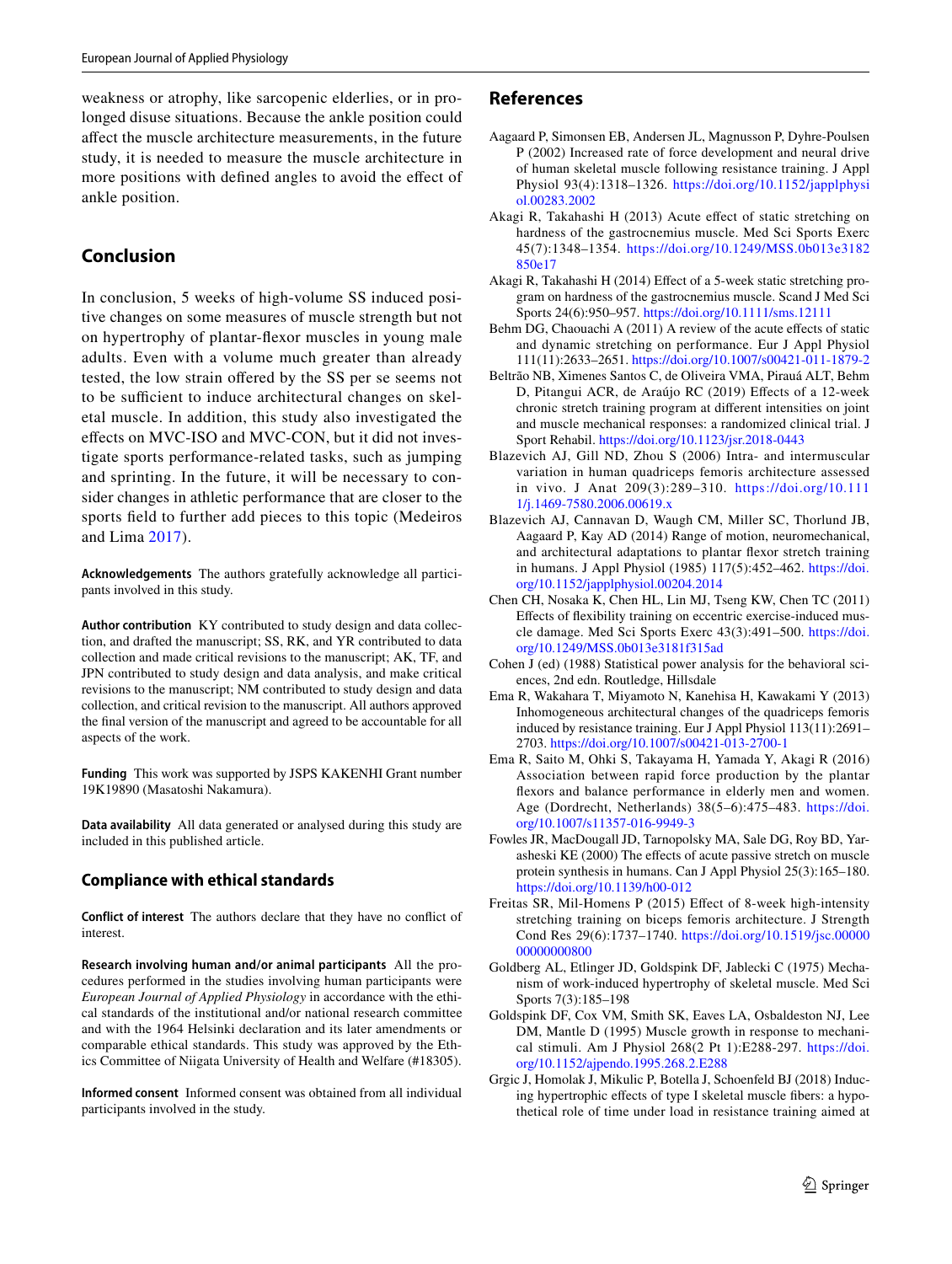weakness or atrophy, like sarcopenic elderlies, or in prolonged disuse situations. Because the ankle position could affect the muscle architecture measurements, in the future study, it is needed to measure the muscle architecture in more positions with defined angles to avoid the effect of ankle position.

## Conclusion

In conclusion, 5 weeks of high-volume SS induced positive changes on some measures of muscle strength but not on hypertrophy of plantar-flexor muscles in young male adults. Even with a volume much greater than already tested, the low strain offered by the SS per se seems not to be sufficient to induce architectural changes on skeletal muscle. In addition, this study also investigated the effects on MVC-ISO and MVC-CON, but it did not investigate sports performance-related tasks, such as jumping and sprinting. In the future, it will be necessary to consider changes in athletic performance that are closer to the sports field to further add pieces to this topic (Medeiros and Lima 2017).

**Acknowledgements** The authors gratefully acknowledge all participants involved in this study.

**Author contribution** KY contributed to study design and data collection, and drafted the manuscript; SS, RK, and YR contributed to data collection and made critical revisions to the manuscript; AK, TF, and JPN contributed to study design and data analysis, and make critical revisions to the manuscript; NM contributed to study design and data collection, and critical revision to the manuscript. All authors approved the final version of the manuscript and agreed to be accountable for all aspects of the work.

**Funding** This work was supported by JSPS KAKENHI Grant number 19K19890 (Masatoshi Nakamura).

**Data availability** All data generated or analysed during this study are included in this published article.

### Compliance with ethical standards

**Conflict of interest** The authors declare that they have no conflict of interest.

**Research involving human and/or animal participants** All the procedures performed in the studies involving human participants were *European Journal of Applied Physiology* in accordance with the ethical standards of the institutional and/or national research committee and with the 1964 Helsinki declaration and its later amendments or comparable ethical standards. This study was approved by the Ethics Committee of Niigata University of Health and Welfare (#18305).

**Informed consent** Informed consent was obtained from all individual participants involved in the study.

## References

Aagaard P, Simonsen EB, Andersen JL, Magnusson P, Dyhre-Poulsen P (2002) Increased rate of force development and neural drive of human skeletal muscle following resistance training. J Appl Physiol 93(4):1318–1326. https://doi.org/10.1152/japplphysiol.00283.2002

Akagi R, Takahashi H (2013) Acute effect of static stretching on hardness of the gastrocnemius muscle. Med Sci Sports Exerc 45(7):1348–1354. https://doi.org/10.1249/MSS.0b013e3182850e17

Akagi R, Takahashi H (2014) Effect of a 5-week static stretching program on hardness of the gastrocnemius muscle. Scand J Med Sci Sports 24(6):950–957. https://doi.org/10.1111/sms.12111

Behm DG, Chaouachi A (2011) A review of the acute effects of static and dynamic stretching on performance. Eur J Appl Physiol 111(11):2633–2651. https://doi.org/10.1007/s00421-011-1879-2

Beltrão NB, Ximenes Santos C, de Oliveira VMA, Pirauá ALT, Behm D, Pitangui ACR, de Araújo RC (2019) Effects of a 12-week chronic stretch training program at different intensities on joint and muscle mechanical responses: a randomized clinical trial. J Sport Rehabil. https://doi.org/10.1123/jsr.2018-0443

Blazevich AJ, Gill ND, Zhou S (2006) Intra- and intermuscular variation in human quadriceps femoris architecture assessed in vivo. J Anat 209(3):289–310. https://doi.org/10.1111/j.1469-7580.2006.00619.x

Blazevich AJ, Cannavan D, Waugh CM, Miller SC, Thorlund JB, Aagaard P, Kay AD (2014) Range of motion, neuromechanical, and architectural adaptations to plantar flexor stretch training in humans. J Appl Physiol (1985) 117(5):452–462. https://doi.org/10.1152/japplphysiol.00204.2014

Chen CH, Nosaka K, Chen HL, Lin MJ, Tseng KW, Chen TC (2011) Effects of flexibility training on eccentric exercise-induced muscle damage. Med Sci Sports Exerc 43(3):491–500. https://doi.org/10.1249/MSS.0b013e3181f315ad

Cohen J (ed) (1988) Statistical power analysis for the behavioral sciences, 2nd edn. Routledge, Hillsdale

Ema R, Wakahara T, Miyamoto N, Kanehisa H, Kawakami Y (2013) Inhomogeneous architectural changes of the quadriceps femoris induced by resistance training. Eur J Appl Physiol 113(11):2691–2703. https://doi.org/10.1007/s00421-013-2700-1

Ema R, Saito M, Ohki S, Takayama H, Yamada Y, Akagi R (2016) Association between rapid force production by the plantar flexors and balance performance in elderly men and women. Age (Dordrecht, Netherlands) 38(5–6):475–483. https://doi.org/10.1007/s11357-016-9949-3

Fowles JR, MacDougall JD, Tarnopolsky MA, Sale DG, Roy BD, Yarasheski KE (2000) The effects of acute passive stretch on muscle protein synthesis in humans. Can J Appl Physiol 25(3):165–180. https://doi.org/10.1139/h00-012

Freitas SR, Mil-Homens P (2015) Effect of 8-week high-intensity stretching training on biceps femoris architecture. J Strength Cond Res 29(6):1737–1740. https://doi.org/10.1519/jsc.0000000000000800

Goldberg AL, Etlinger JD, Goldspink DF, Jablecki C (1975) Mechanism of work-induced hypertrophy of skeletal muscle. Med Sci Sports 7(3):185–198

Goldspink DF, Cox VM, Smith SK, Eaves LA, Osbaldeston NJ, Lee DM, Mantle D (1995) Muscle growth in response to mechanical stimuli. Am J Physiol 268(2 Pt 1):E288-297. https://doi.org/10.1152/ajpendo.1995.268.2.E288

Grgic J, Homolak J, Mikulic P, Botella J, Schoenfeld BJ (2018) Inducing hypertrophic effects of type I skeletal muscle fibers: a hypothetical role of time under load in resistance training aimed at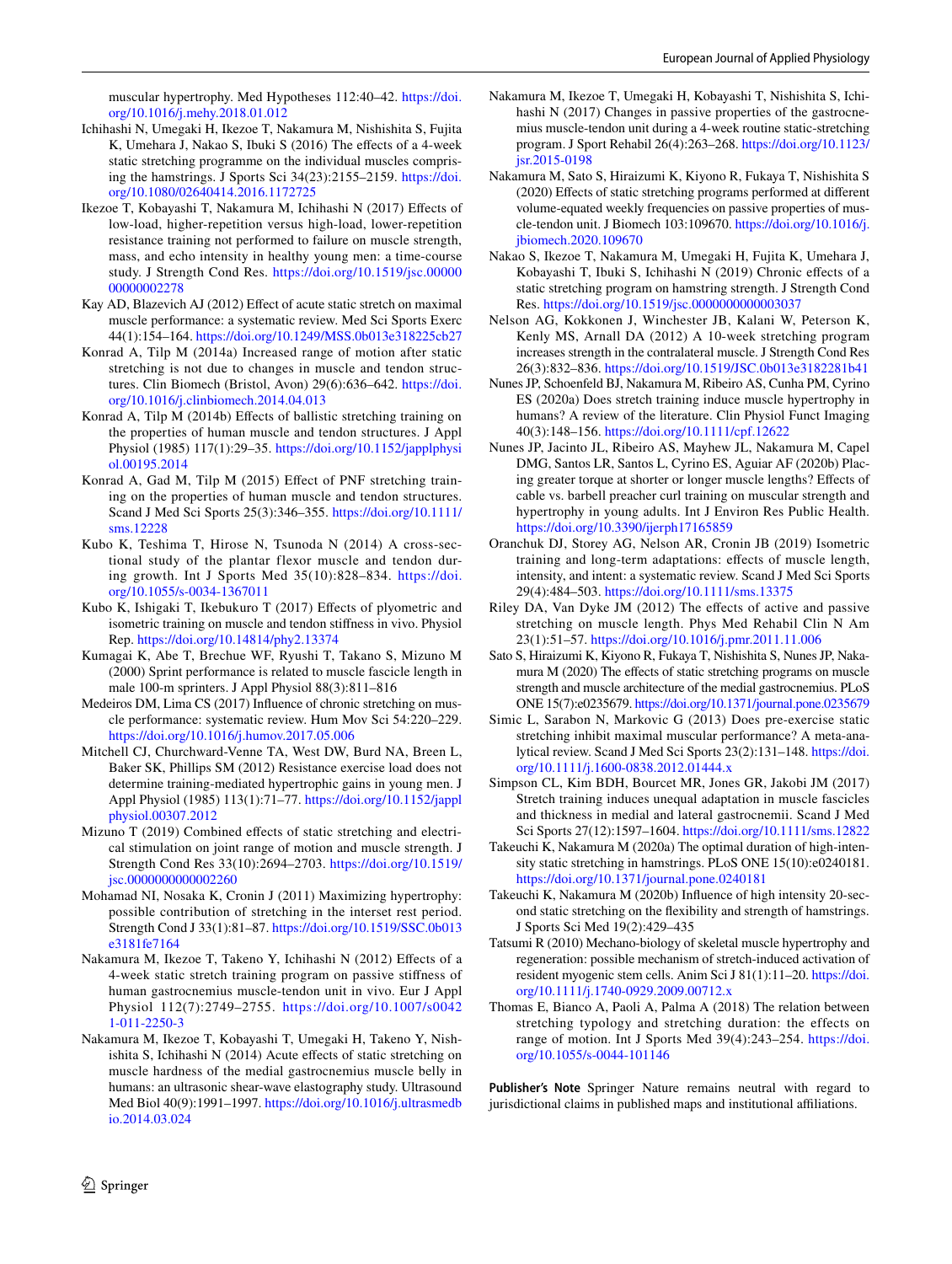muscular hypertrophy. Med Hypotheses 112:40–42. https://doi.org/10.1016/j.mehy.2018.01.012

Ichihashi N, Umegaki H, Ikezoe T, Nakamura M, Nishishita S, Fujita K, Umehara J, Nakao S, Ibuki S (2016) The effects of a 4-week static stretching programme on the individual muscles comprising the hamstrings. J Sports Sci 34(23):2155–2159. https://doi.org/10.1080/02640414.2016.1172725

Ikezoe T, Kobayashi T, Nakamura M, Ichihashi N (2017) Effects of low-load, higher-repetition versus high-load, lower-repetition resistance training not performed to failure on muscle strength, mass, and echo intensity in healthy young men: a time-course study. J Strength Cond Res. https://doi.org/10.1519/jsc.0000000000002278

Kay AD, Blazevich AJ (2012) Effect of acute static stretch on maximal muscle performance: a systematic review. Med Sci Sports Exerc 44(1):154–164. https://doi.org/10.1249/MSS.0b013e318225cb27

Konrad A, Tilp M (2014a) Increased range of motion after static stretching is not due to changes in muscle and tendon structures. Clin Biomech (Bristol, Avon) 29(6):636–642. https://doi.org/10.1016/j.clinbiomech.2014.04.013

Konrad A, Tilp M (2014b) Effects of ballistic stretching training on the properties of human muscle and tendon structures. J Appl Physiol (1985) 117(1):29–35. https://doi.org/10.1152/japplphysiol.00195.2014

Konrad A, Gad M, Tilp M (2015) Effect of PNF stretching training on the properties of human muscle and tendon structures. Scand J Med Sci Sports 25(3):346–355. https://doi.org/10.1111/sms.12228

Kubo K, Teshima T, Hirose N, Tsunoda N (2014) A cross-sectional study of the plantar flexor muscle and tendon during growth. Int J Sports Med 35(10):828–834. https://doi.org/10.1055/s-0034-1367011

Kubo K, Ishigaki T, Ikebukuro T (2017) Effects of plyometric and isometric training on muscle and tendon stiffness in vivo. Physiol Rep. https://doi.org/10.14814/phy2.13374

Kumagai K, Abe T, Brechue WF, Ryushi T, Takano S, Mizuno M (2000) Sprint performance is related to muscle fascicle length in male 100-m sprinters. J Appl Physiol 88(3):811–816

Medeiros DM, Lima CS (2017) Influence of chronic stretching on muscle performance: systematic review. Hum Mov Sci 54:220–229. https://doi.org/10.1016/j.humov.2017.05.006

Mitchell CJ, Churchward-Venne TA, West DW, Burd NA, Breen L, Baker SK, Phillips SM (2012) Resistance exercise load does not determine training-mediated hypertrophic gains in young men. J Appl Physiol (1985) 113(1):71–77. https://doi.org/10.1152/japplphysiol.00307.2012

Mizuno T (2019) Combined effects of static stretching and electrical stimulation on joint range of motion and muscle strength. J Strength Cond Res 33(10):2694–2703. https://doi.org/10.1519/jsc.0000000000002260

Mohamad NI, Nosaka K, Cronin J (2011) Maximizing hypertrophy: possible contribution of stretching in the interset rest period. Strength Cond J 33(1):81–87. https://doi.org/10.1519/SSC.0b013e3181fe7164

Nakamura M, Ikezoe T, Takeno Y, Ichihashi N (2012) Effects of a 4-week static stretch training program on passive stiffness of human gastrocnemius muscle-tendon unit in vivo. Eur J Appl Physiol 112(7):2749–2755. https://doi.org/10.1007/s00421-011-2250-3

Nakamura M, Ikezoe T, Kobayashi T, Umegaki H, Takeno Y, Nishishita S, Ichihashi N (2014) Acute effects of static stretching on muscle hardness of the medial gastrocnemius muscle belly in humans: an ultrasonic shear-wave elastography study. Ultrasound Med Biol 40(9):1991–1997. https://doi.org/10.1016/j.ultrasmedbio.2014.03.024

Nakamura M, Ikezoe T, Umegaki H, Kobayashi T, Nishishita S, Ichihashi N (2017) Changes in passive properties of the gastrocnemius muscle-tendon unit during a 4-week routine static-stretching program. J Sport Rehabil 26(4):263–268. https://doi.org/10.1123/jsr.2015-0198

Nakamura M, Sato S, Hiraizumi K, Kiyono R, Fukaya T, Nishishita S (2020) Effects of static stretching programs performed at different volume-equated weekly frequencies on passive properties of muscle-tendon unit. J Biomech 103:109670. https://doi.org/10.1016/j.jbiomech.2020.109670

Nakao S, Ikezoe T, Nakamura M, Umegaki H, Fujita K, Umehara J, Kobayashi T, Ibuki S, Ichihashi N (2019) Chronic effects of a static stretching program on hamstring strength. J Strength Cond Res. https://doi.org/10.1519/jsc.0000000000003037

Nelson AG, Kokkonen J, Winchester JB, Kalani W, Peterson K, Kenly MS, Arnall DA (2012) A 10-week stretching program increases strength in the contralateral muscle. J Strength Cond Res 26(3):832–836. https://doi.org/10.1519/JSC.0b013e3182281b41

Nunes JP, Schoenfeld BJ, Nakamura M, Ribeiro AS, Cunha PM, Cyrino ES (2020a) Does stretch training induce muscle hypertrophy in humans? A review of the literature. Clin Physiol Funct Imaging 40(3):148–156. https://doi.org/10.1111/cpf.12622

Nunes JP, Jacinto JL, Ribeiro AS, Mayhew JL, Nakamura M, Capel DMG, Santos LR, Santos L, Cyrino ES, Aguiar AF (2020b) Placing greater torque at shorter or longer muscle lengths? Effects of cable vs. barbell preacher curl training on muscular strength and hypertrophy in young adults. Int J Environ Res Public Health. https://doi.org/10.3390/ijerph17165859

Oranchuk DJ, Storey AG, Nelson AR, Cronin JB (2019) Isometric training and long-term adaptations: effects of muscle length, intensity, and intent: a systematic review. Scand J Med Sci Sports 29(4):484–503. https://doi.org/10.1111/sms.13375

Riley DA, Van Dyke JM (2012) The effects of active and passive stretching on muscle length. Phys Med Rehabil Clin N Am 23(1):51–57. https://doi.org/10.1016/j.pmr.2011.11.006

Sato S, Hiraizumi K, Kiyono R, Fukaya T, Nishishita S, Nunes JP, Nakamura M (2020) The effects of static stretching programs on muscle strength and muscle architecture of the medial gastrocnemius. PLoS ONE 15(7):e0235679. https://doi.org/10.1371/journal.pone.0235679

Simic L, Sarabon N, Markovic G (2013) Does pre-exercise static stretching inhibit maximal muscular performance? A meta-analytical review. Scand J Med Sci Sports 23(2):131–148. https://doi.org/10.1111/j.1600-0838.2012.01444.x

Simpson CL, Kim BDH, Bourcet MR, Jones GR, Jakobi JM (2017) Stretch training induces unequal adaptation in muscle fascicles and thickness in medial and lateral gastrocnemii. Scand J Med Sci Sports 27(12):1597–1604. https://doi.org/10.1111/sms.12822

Takeuchi K, Nakamura M (2020a) The optimal duration of high-intensity static stretching in hamstrings. PLoS ONE 15(10):e0240181. https://doi.org/10.1371/journal.pone.0240181

Takeuchi K, Nakamura M (2020b) Influence of high intensity 20-second static stretching on the flexibility and strength of hamstrings. J Sports Sci Med 19(2):429–435

Tatsumi R (2010) Mechano-biology of skeletal muscle hypertrophy and regeneration: possible mechanism of stretch-induced activation of resident myogenic stem cells. Anim Sci J 81(1):11–20. https://doi.org/10.1111/j.1740-0929.2009.00712.x

Thomas E, Bianco A, Paoli A, Palma A (2018) The relation between stretching typology and stretching duration: the effects on range of motion. Int J Sports Med 39(4):243–254. https://doi.org/10.1055/s-0044-101146

**Publisher's Note** Springer Nature remains neutral with regard to jurisdictional claims in published maps and institutional affiliations.